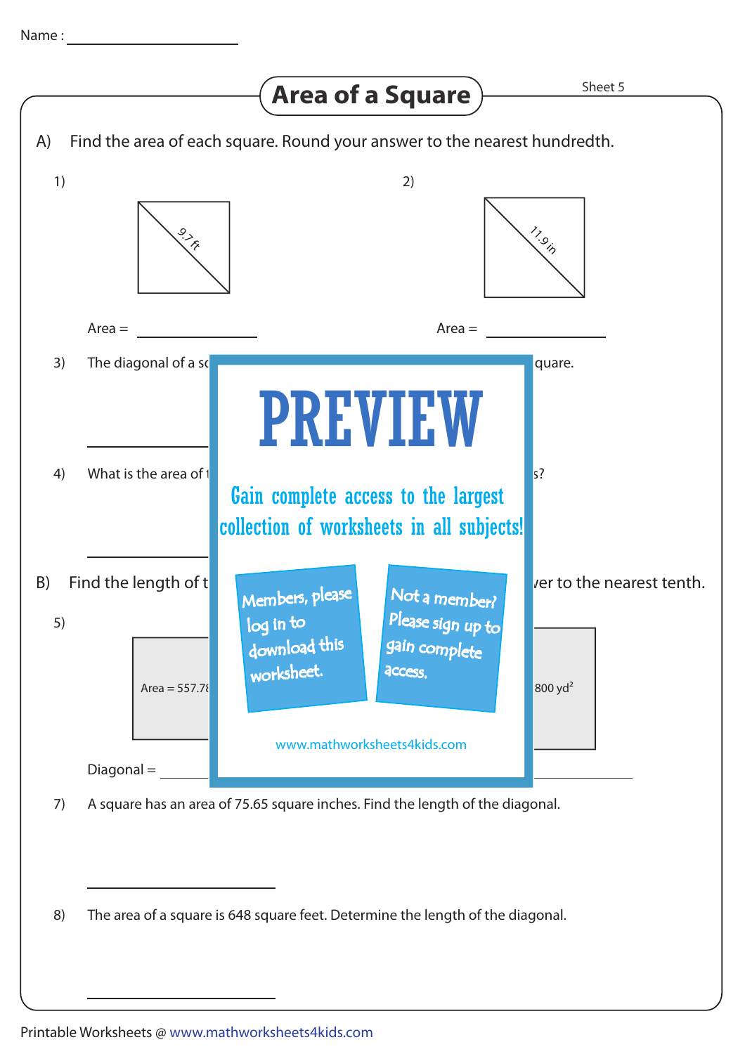Name : ____________________

# Area of a Square

Sheet 5

A) Find the area of each square. Round your answer to the nearest hundredth.

1) 9.7 ft

Area = ______________

2) 11.9 in

Area = ______________

3) The diagonal of a sq … quare.

______________

4) What is the area of … s?

______________

B) Find the length of t … ver to the nearest tenth.

5) Area = 557.78 … 800 $yd^2$

Diagonal = ______________

PREVIEW

Gain complete access to the largest collection of worksheets in all subjects!

Members, please log in to download this worksheet.

Not a member? Please sign up to gain complete access.

www.mathworksheets4kids.com

7) A square has an area of 75.65 square inches. Find the length of the diagonal.

______________

8) The area of a square is 648 square feet. Determine the length of the diagonal.

______________

Printable Worksheets @ www.mathworksheets4kids.com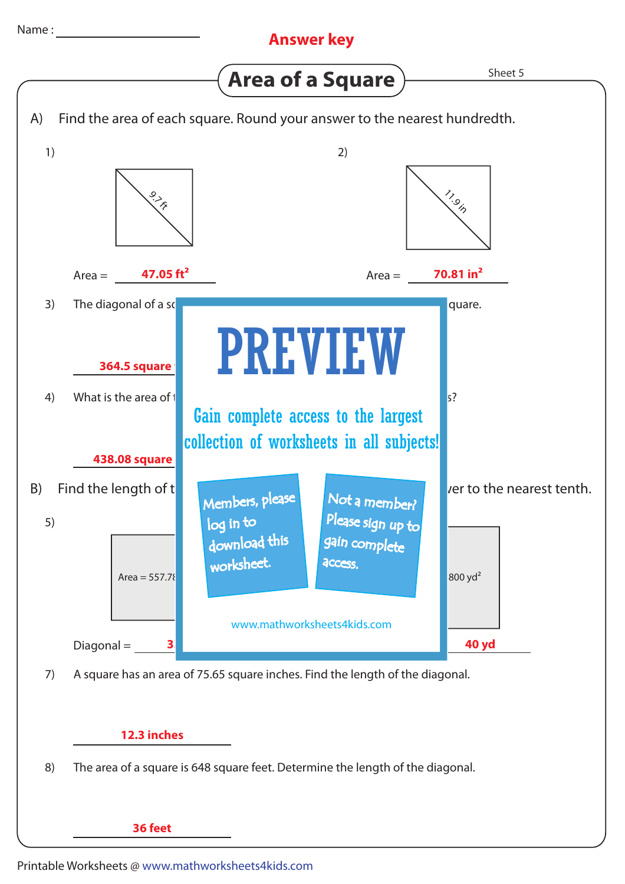Name : ____________________

**Answer key**

# Area of a Square

Sheet 5

A) Find the area of each square. Round your answer to the nearest hundredth.

1)

9.7 ft

Area = **47.05 ft$^2$**

2)

11.9 in

Area = **70.81 in$^2$**

3) The diagonal of a sq quare.

**364.5 square**

4) What is the area of t s?

**438.08 square**

B) Find the length of t ver to the nearest tenth.

5)

Area = 557.78

Diagonal = **3**

800 yd$^2$

**40 yd**

# PREVIEW

Gain complete access to the largest collection of worksheets in all subjects!

Members, please log in to download this worksheet.

Not a member? Please sign up to gain complete access.

www.mathworksheets4kids.com

7) A square has an area of 75.65 square inches. Find the length of the diagonal.

**12.3 inches**

8) The area of a square is 648 square feet. Determine the length of the diagonal.

**36 feet**

Printable Worksheets @ www.mathworksheets4kids.com